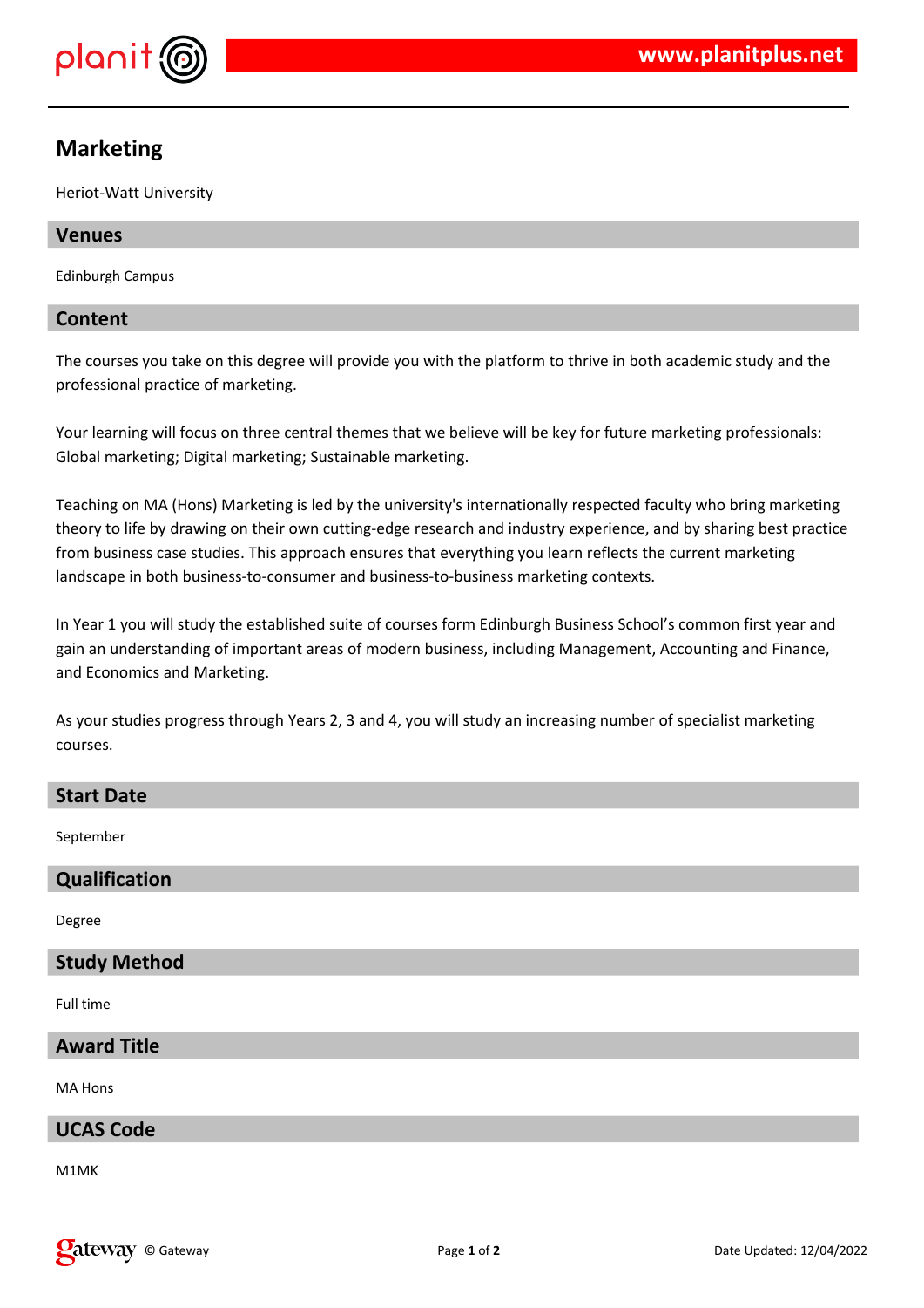# Marketing

Heriot-Watt University

## Venues

Edinburgh Campus

## Content

The courses you take on this degree will provide you with the platform to thrive in both academic study and the professional practice of marketing.

Your learning will focus on three central themes that we believe will be key for future marketing professionals: Global marketing; Digital marketing; Sustainable marketing.

Teaching on MA (Hons) Marketing is led by the university's internationally respected faculty who bring marketing theory to life by drawing on their own cutting-edge research and industry experience, and by sharing best practice from business case studies. This approach ensures that everything you learn reflects the current marketing landscape in both business-to-consumer and business-to-business marketing contexts.

In Year 1 you will study the established suite of courses form Edinburgh Business School's common first year and gain an understanding of important areas of modern business, including Management, Accounting and Finance, and Economics and Marketing.

As your studies progress through Years 2, 3 and 4, you will study an increasing number of specialist marketing courses.

## Start Date

September

## Qualification

Degree

## Study Method

Full time

## Award Title

MA Hons

## UCAS Code

M1MK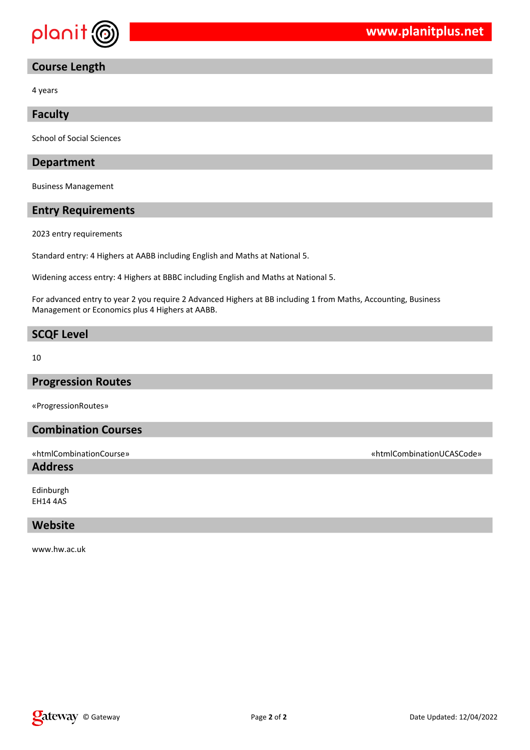## Course Length

4 years

## Faculty

School of Social Sciences

## Department

Business Management

## Entry Requirements

2023 entry requirements

Standard entry: 4 Highers at AABB including English and Maths at National 5.

Widening access entry: 4 Highers at BBBC including English and Maths at National 5.

For advanced entry to year 2 you require 2 Advanced Highers at BB including 1 from Maths, Accounting, Business Management or Economics plus 4 Highers at AABB.

## SCQF Level

10

## Progression Routes

«ProgressionRoutes»

## Combination Courses

«htmlCombinationCourse» «htmlCombinationUCASCode»

## Address

Edinburgh
EH14 4AS

## Website

www.hw.ac.uk